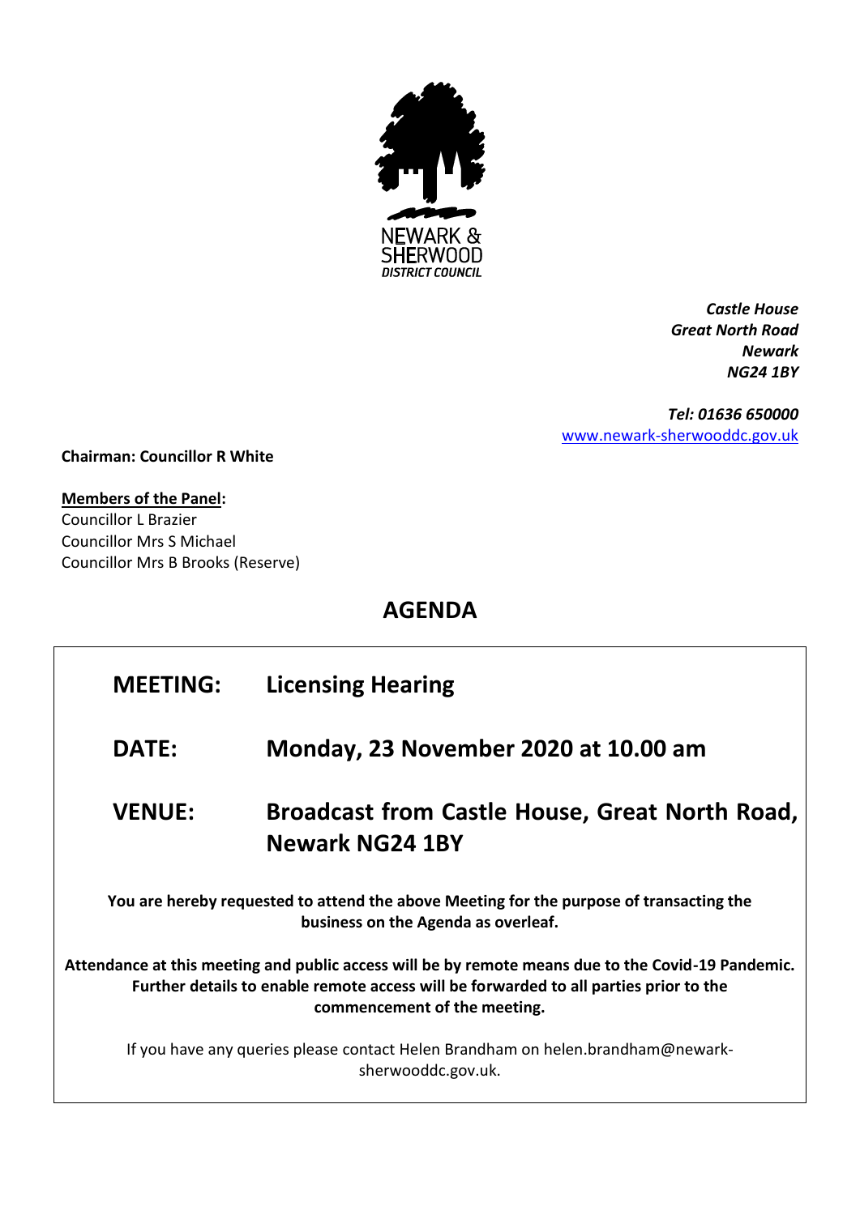NEWARK & SHERWOOD
DISTRICT COUNCIL

*Castle House*
*Great North Road*
*Newark*
*NG24 1BY*

*Tel: 01636 650000*
www.newark-sherwooddc.gov.uk

**Chairman: Councillor R White**

**Members of the Panel:**
Councillor L Brazier
Councillor Mrs S Michael
Councillor Mrs B Brooks (Reserve)

# AGENDA

| | |
|---|---|
| **MEETING:** | **Licensing Hearing** |
| **DATE:** | **Monday, 23 November 2020 at 10.00 am** |
| **VENUE:** | **Broadcast from Castle House, Great North Road, Newark NG24 1BY** |

**You are hereby requested to attend the above Meeting for the purpose of transacting the business on the Agenda as overleaf.**

**Attendance at this meeting and public access will be by remote means due to the Covid-19 Pandemic. Further details to enable remote access will be forwarded to all parties prior to the commencement of the meeting.**

If you have any queries please contact Helen Brandham on helen.brandham@newark-sherwooddc.gov.uk.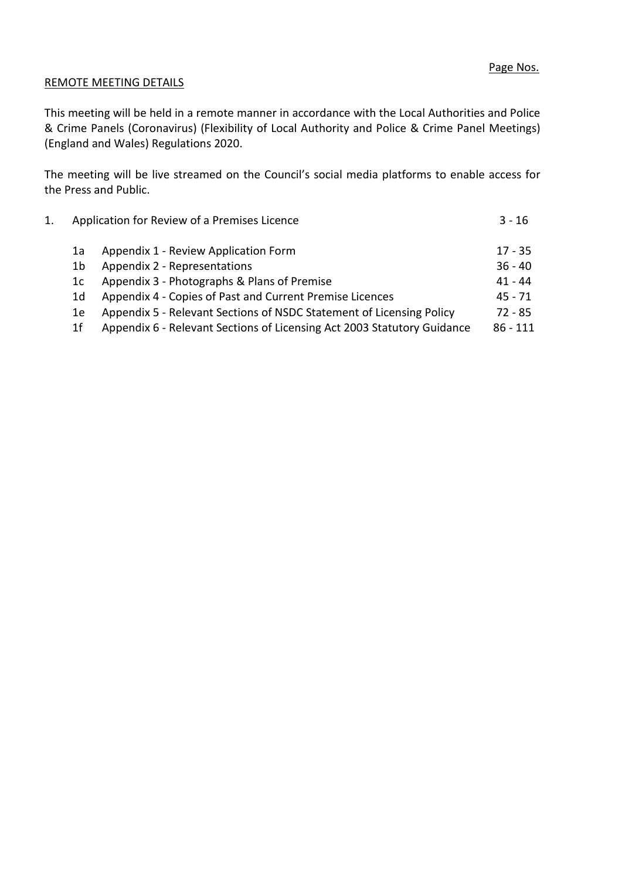Page Nos.

## REMOTE MEETING DETAILS

This meeting will be held in a remote manner in accordance with the Local Authorities and Police & Crime Panels (Coronavirus) (Flexibility of Local Authority and Police & Crime Panel Meetings) (England and Wales) Regulations 2020.

The meeting will be live streamed on the Council's social media platforms to enable access for the Press and Public.

| | | | |
|---|---|---|---|
| 1. | | Application for Review of a Premises Licence | 3 - 16 |
| | 1a | Appendix 1 - Review Application Form | 17 - 35 |
| | 1b | Appendix 2 - Representations | 36 - 40 |
| | 1c | Appendix 3 - Photographs & Plans of Premise | 41 - 44 |
| | 1d | Appendix 4 - Copies of Past and Current Premise Licences | 45 - 71 |
| | 1e | Appendix 5 - Relevant Sections of NSDC Statement of Licensing Policy | 72 - 85 |
| | 1f | Appendix 6 - Relevant Sections of Licensing Act 2003 Statutory Guidance | 86 - 111 |